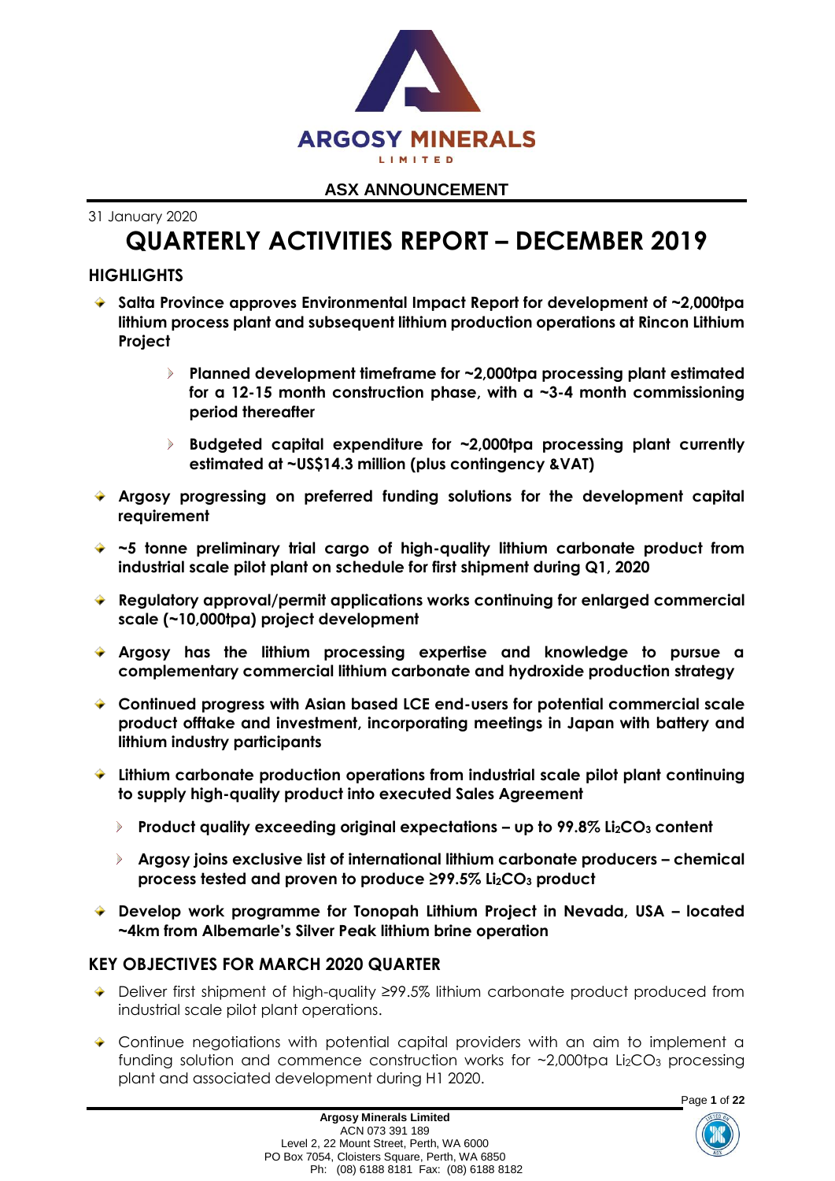**ARGOSY MINERALS LIMITED**

**ASX ANNOUNCEMENT**

31 January 2020

# QUARTERLY ACTIVITIES REPORT – DECEMBER 2019

## HIGHLIGHTS

- **Salta Province approves Environmental Impact Report for development of ~2,000tpa lithium process plant and subsequent lithium production operations at Rincon Lithium Project**
  - **Planned development timeframe for ~2,000tpa processing plant estimated for a 12-15 month construction phase, with a ~3-4 month commissioning period thereafter**
  - **Budgeted capital expenditure for ~2,000tpa processing plant currently estimated at ~US$14.3 million (plus contingency &VAT)**
- **Argosy progressing on preferred funding solutions for the development capital requirement**
- **~5 tonne preliminary trial cargo of high-quality lithium carbonate product from industrial scale pilot plant on schedule for first shipment during Q1, 2020**
- **Regulatory approval/permit applications works continuing for enlarged commercial scale (~10,000tpa) project development**
- **Argosy has the lithium processing expertise and knowledge to pursue a complementary commercial lithium carbonate and hydroxide production strategy**
- **Continued progress with Asian based LCE end-users for potential commercial scale product offtake and investment, incorporating meetings in Japan with battery and lithium industry participants**
- **Lithium carbonate production operations from industrial scale pilot plant continuing to supply high-quality product into executed Sales Agreement**
  - **Product quality exceeding original expectations – up to 99.8% $Li_2CO_3$ content**
  - **Argosy joins exclusive list of international lithium carbonate producers – chemical process tested and proven to produce ≥99.5% $Li_2CO_3$ product**
- **Develop work programme for Tonopah Lithium Project in Nevada, USA – located ~4km from Albemarle's Silver Peak lithium brine operation**

## KEY OBJECTIVES FOR MARCH 2020 QUARTER

- Deliver first shipment of high-quality ≥99.5% lithium carbonate product produced from industrial scale pilot plant operations.
- Continue negotiations with potential capital providers with an aim to implement a funding solution and commence construction works for ~2,000tpa $Li_2CO_3$ processing plant and associated development during H1 2020.

**Argosy Minerals Limited**
ACN 073 391 189
Level 2, 22 Mount Street, Perth, WA 6000
PO Box 7054, Cloisters Square, Perth, WA 6850
Ph: (08) 6188 8181 Fax: (08) 6188 8182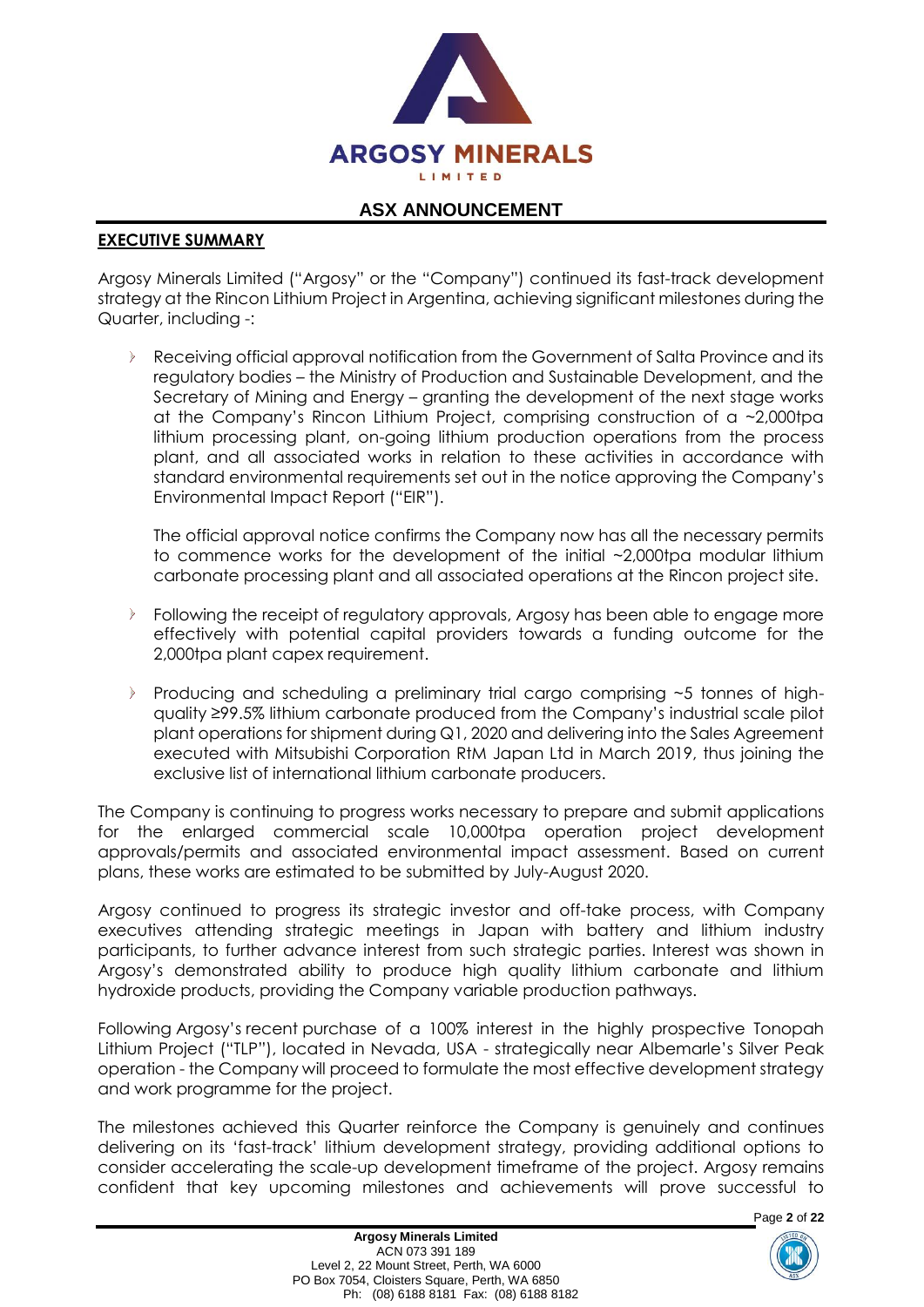## EXECUTIVE SUMMARY

Argosy Minerals Limited ("Argosy" or the "Company") continued its fast-track development strategy at the Rincon Lithium Project in Argentina, achieving significant milestones during the Quarter, including -:

- Receiving official approval notification from the Government of Salta Province and its regulatory bodies – the Ministry of Production and Sustainable Development, and the Secretary of Mining and Energy – granting the development of the next stage works at the Company's Rincon Lithium Project, comprising construction of a ~2,000tpa lithium processing plant, on-going lithium production operations from the process plant, and all associated works in relation to these activities in accordance with standard environmental requirements set out in the notice approving the Company's Environmental Impact Report ("EIR").

  The official approval notice confirms the Company now has all the necessary permits to commence works for the development of the initial ~2,000tpa modular lithium carbonate processing plant and all associated operations at the Rincon project site.

- Following the receipt of regulatory approvals, Argosy has been able to engage more effectively with potential capital providers towards a funding outcome for the 2,000tpa plant capex requirement.

- Producing and scheduling a preliminary trial cargo comprising ~5 tonnes of high-quality ≥99.5% lithium carbonate produced from the Company's industrial scale pilot plant operations for shipment during Q1, 2020 and delivering into the Sales Agreement executed with Mitsubishi Corporation RtM Japan Ltd in March 2019, thus joining the exclusive list of international lithium carbonate producers.

The Company is continuing to progress works necessary to prepare and submit applications for the enlarged commercial scale 10,000tpa operation project development approvals/permits and associated environmental impact assessment. Based on current plans, these works are estimated to be submitted by July-August 2020.

Argosy continued to progress its strategic investor and off-take process, with Company executives attending strategic meetings in Japan with battery and lithium industry participants, to further advance interest from such strategic parties. Interest was shown in Argosy's demonstrated ability to produce high quality lithium carbonate and lithium hydroxide products, providing the Company variable production pathways.

Following Argosy's recent purchase of a 100% interest in the highly prospective Tonopah Lithium Project ("TLP"), located in Nevada, USA - strategically near Albemarle's Silver Peak operation - the Company will proceed to formulate the most effective development strategy and work programme for the project.

The milestones achieved this Quarter reinforce the Company is genuinely and continues delivering on its 'fast-track' lithium development strategy, providing additional options to consider accelerating the scale-up development timeframe of the project. Argosy remains confident that key upcoming milestones and achievements will prove successful to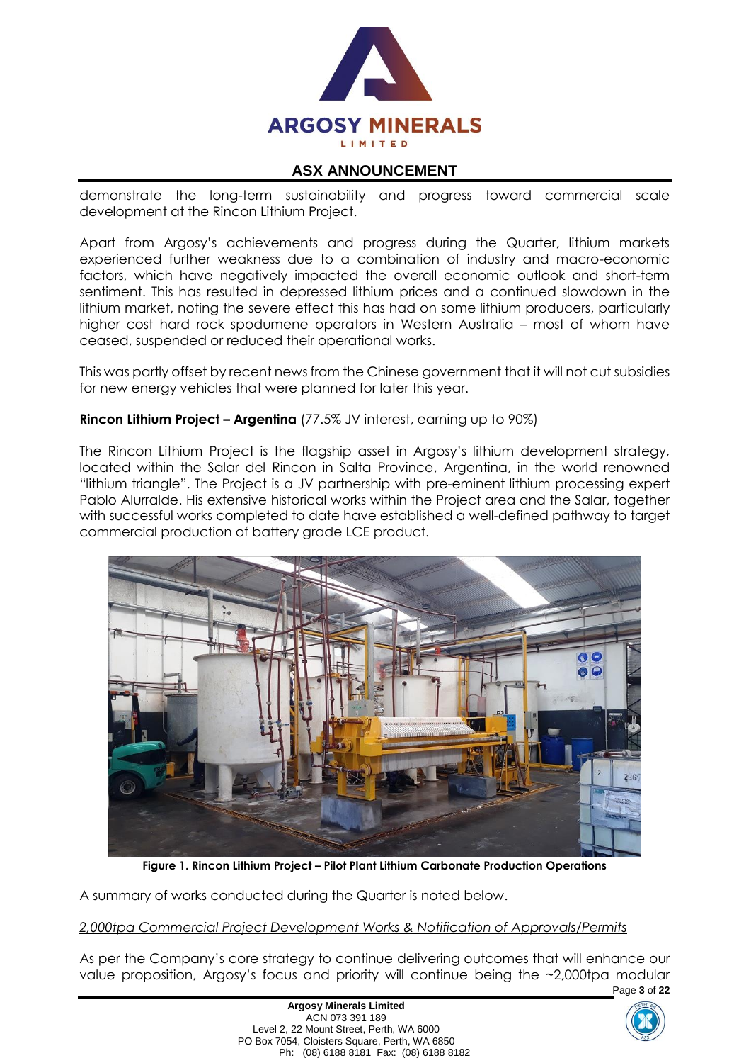demonstrate the long-term sustainability and progress toward commercial scale development at the Rincon Lithium Project.

Apart from Argosy's achievements and progress during the Quarter, lithium markets experienced further weakness due to a combination of industry and macro-economic factors, which have negatively impacted the overall economic outlook and short-term sentiment. This has resulted in depressed lithium prices and a continued slowdown in the lithium market, noting the severe effect this has had on some lithium producers, particularly higher cost hard rock spodumene operators in Western Australia – most of whom have ceased, suspended or reduced their operational works.

This was partly offset by recent news from the Chinese government that it will not cut subsidies for new energy vehicles that were planned for later this year.

**Rincon Lithium Project – Argentina** (77.5% JV interest, earning up to 90%)

The Rincon Lithium Project is the flagship asset in Argosy's lithium development strategy, located within the Salar del Rincon in Salta Province, Argentina, in the world renowned "lithium triangle". The Project is a JV partnership with pre-eminent lithium processing expert Pablo Alurralde. His extensive historical works within the Project area and the Salar, together with successful works completed to date have established a well-defined pathway to target commercial production of battery grade LCE product.

**Figure 1. Rincon Lithium Project – Pilot Plant Lithium Carbonate Production Operations**

A summary of works conducted during the Quarter is noted below.

*2,000tpa Commercial Project Development Works & Notification of Approvals/Permits*

As per the Company's core strategy to continue delivering outcomes that will enhance our value proposition, Argosy's focus and priority will continue being the ~2,000tpa modular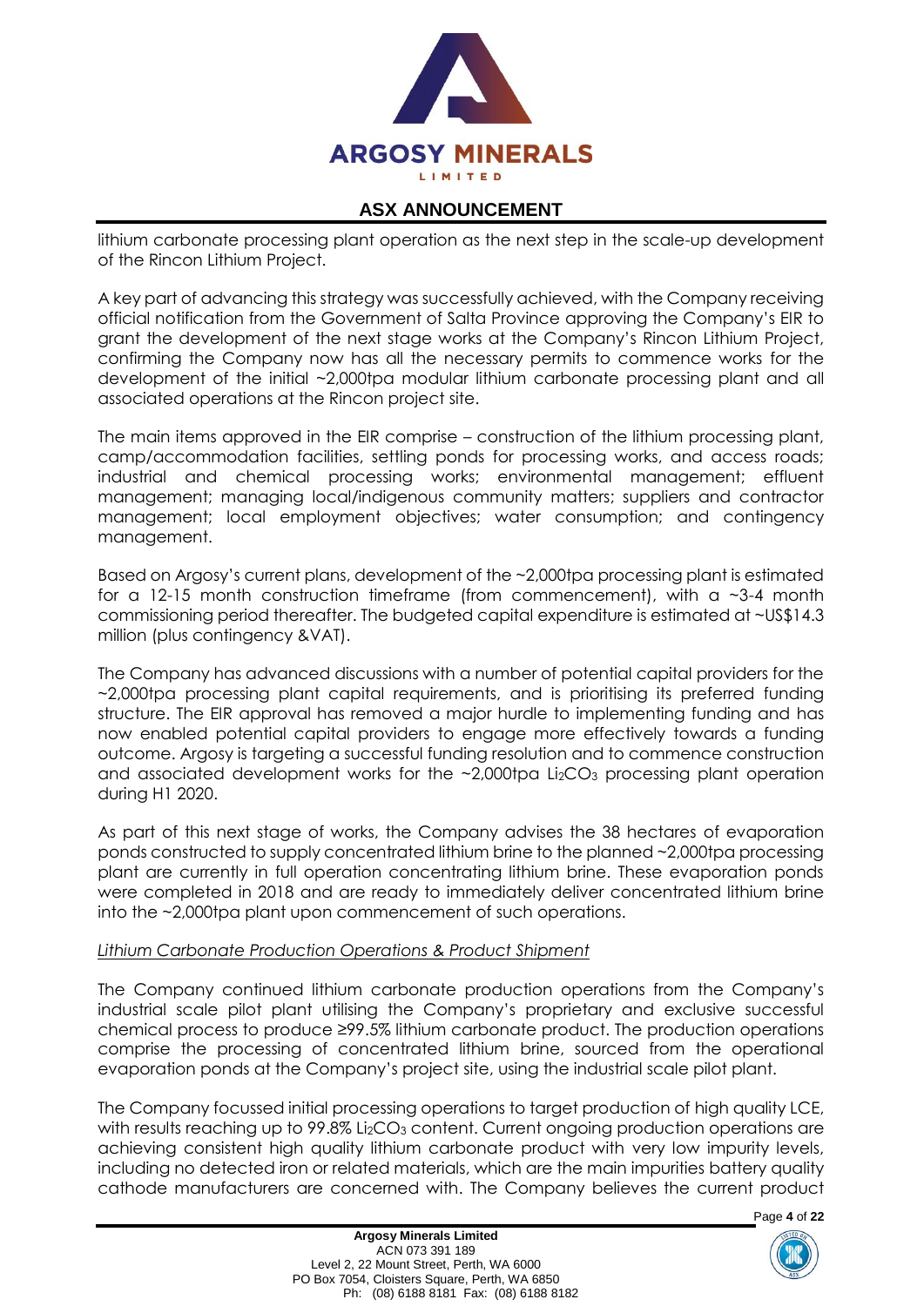lithium carbonate processing plant operation as the next step in the scale-up development of the Rincon Lithium Project.

A key part of advancing this strategy was successfully achieved, with the Company receiving official notification from the Government of Salta Province approving the Company's EIR to grant the development of the next stage works at the Company's Rincon Lithium Project, confirming the Company now has all the necessary permits to commence works for the development of the initial ~2,000tpa modular lithium carbonate processing plant and all associated operations at the Rincon project site.

The main items approved in the EIR comprise – construction of the lithium processing plant, camp/accommodation facilities, settling ponds for processing works, and access roads; industrial and chemical processing works; environmental management; effluent management; managing local/indigenous community matters; suppliers and contractor management; local employment objectives; water consumption; and contingency management.

Based on Argosy's current plans, development of the ~2,000tpa processing plant is estimated for a 12-15 month construction timeframe (from commencement), with a ~3-4 month commissioning period thereafter. The budgeted capital expenditure is estimated at ~US$14.3 million (plus contingency &VAT).

The Company has advanced discussions with a number of potential capital providers for the ~2,000tpa processing plant capital requirements, and is prioritising its preferred funding structure. The EIR approval has removed a major hurdle to implementing funding and has now enabled potential capital providers to engage more effectively towards a funding outcome. Argosy is targeting a successful funding resolution and to commence construction and associated development works for the ~2,000tpa $Li_2CO_3$ processing plant operation during H1 2020.

As part of this next stage of works, the Company advises the 38 hectares of evaporation ponds constructed to supply concentrated lithium brine to the planned ~2,000tpa processing plant are currently in full operation concentrating lithium brine. These evaporation ponds were completed in 2018 and are ready to immediately deliver concentrated lithium brine into the ~2,000tpa plant upon commencement of such operations.

*Lithium Carbonate Production Operations & Product Shipment*

The Company continued lithium carbonate production operations from the Company's industrial scale pilot plant utilising the Company's proprietary and exclusive successful chemical process to produce ≥99.5% lithium carbonate product. The production operations comprise the processing of concentrated lithium brine, sourced from the operational evaporation ponds at the Company's project site, using the industrial scale pilot plant.

The Company focussed initial processing operations to target production of high quality LCE, with results reaching up to 99.8% $Li_2CO_3$ content. Current ongoing production operations are achieving consistent high quality lithium carbonate product with very low impurity levels, including no detected iron or related materials, which are the main impurities battery quality cathode manufacturers are concerned with. The Company believes the current product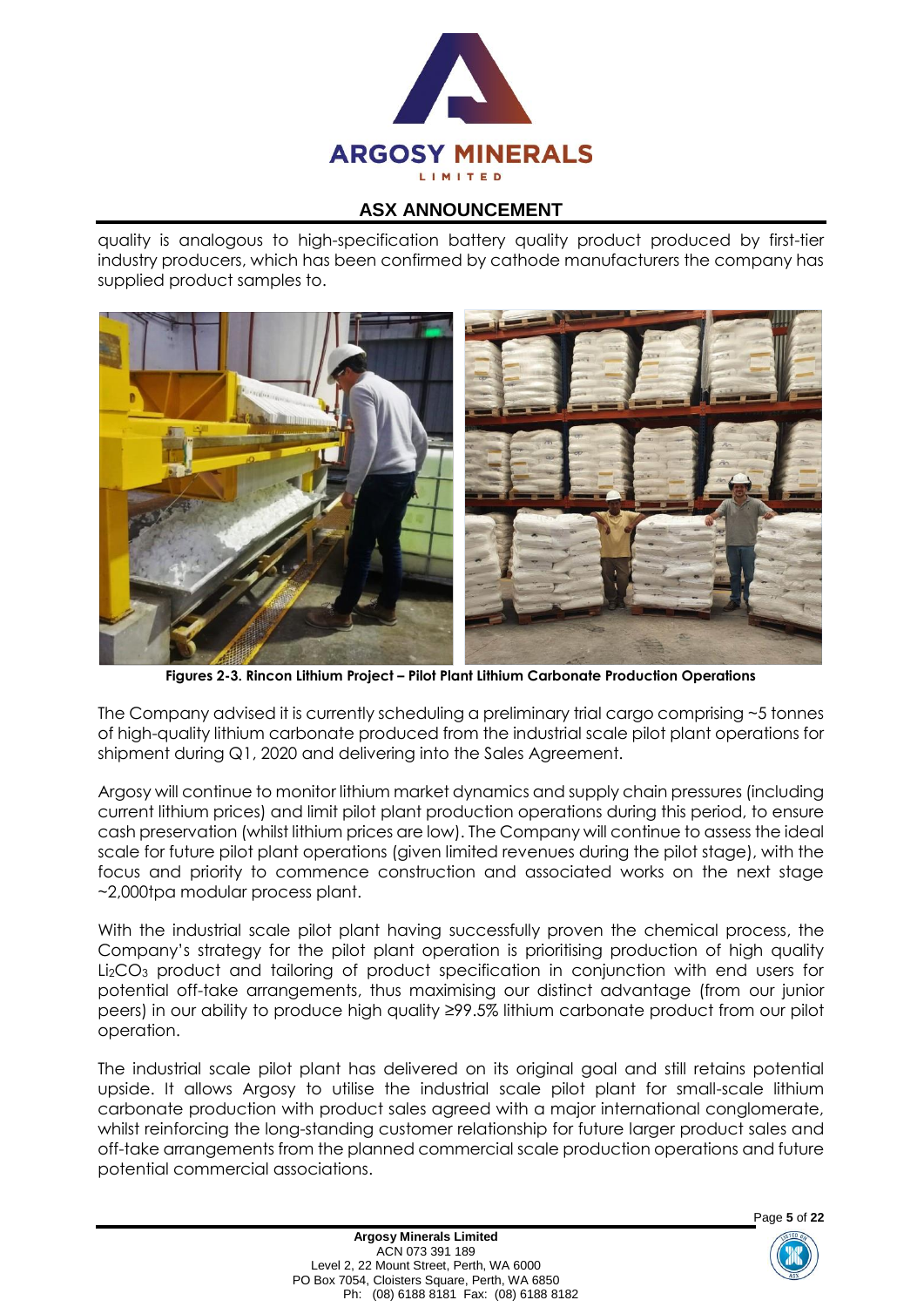quality is analogous to high-specification battery quality product produced by first-tier industry producers, which has been confirmed by cathode manufacturers the company has supplied product samples to.

**Figures 2-3. Rincon Lithium Project – Pilot Plant Lithium Carbonate Production Operations**

The Company advised it is currently scheduling a preliminary trial cargo comprising ~5 tonnes of high-quality lithium carbonate produced from the industrial scale pilot plant operations for shipment during Q1, 2020 and delivering into the Sales Agreement.

Argosy will continue to monitor lithium market dynamics and supply chain pressures (including current lithium prices) and limit pilot plant production operations during this period, to ensure cash preservation (whilst lithium prices are low). The Company will continue to assess the ideal scale for future pilot plant operations (given limited revenues during the pilot stage), with the focus and priority to commence construction and associated works on the next stage ~2,000tpa modular process plant.

With the industrial scale pilot plant having successfully proven the chemical process, the Company's strategy for the pilot plant operation is prioritising production of high quality $Li_2CO_3$ product and tailoring of product specification in conjunction with end users for potential off-take arrangements, thus maximising our distinct advantage (from our junior peers) in our ability to produce high quality ≥99.5% lithium carbonate product from our pilot operation.

The industrial scale pilot plant has delivered on its original goal and still retains potential upside. It allows Argosy to utilise the industrial scale pilot plant for small-scale lithium carbonate production with product sales agreed with a major international conglomerate, whilst reinforcing the long-standing customer relationship for future larger product sales and off-take arrangements from the planned commercial scale production operations and future potential commercial associations.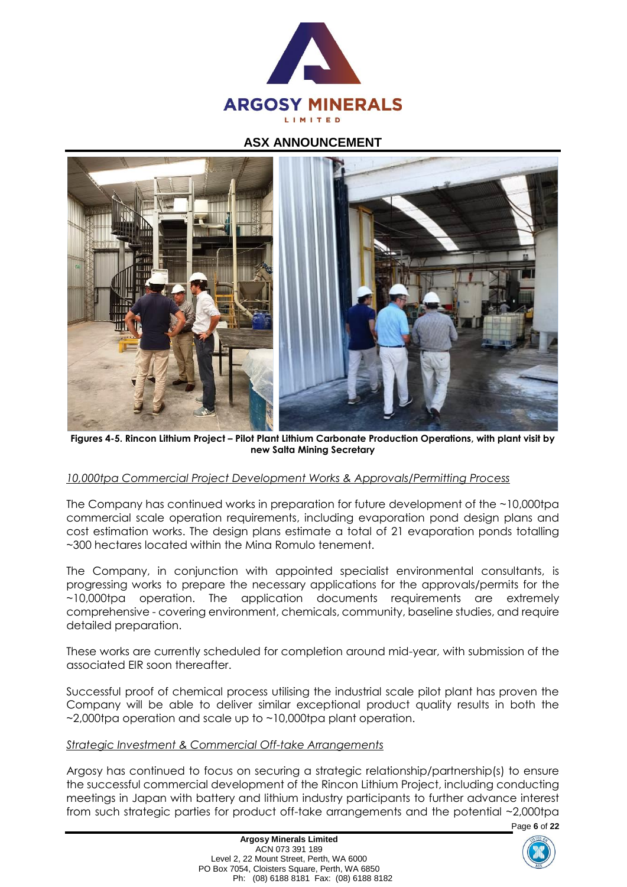**Figures 4-5. Rincon Lithium Project – Pilot Plant Lithium Carbonate Production Operations, with plant visit by new Salta Mining Secretary**

*10,000tpa Commercial Project Development Works & Approvals/Permitting Process*

The Company has continued works in preparation for future development of the ~10,000tpa commercial scale operation requirements, including evaporation pond design plans and cost estimation works. The design plans estimate a total of 21 evaporation ponds totalling ~300 hectares located within the Mina Romulo tenement.

The Company, in conjunction with appointed specialist environmental consultants, is progressing works to prepare the necessary applications for the approvals/permits for the ~10,000tpa operation. The application documents requirements are extremely comprehensive - covering environment, chemicals, community, baseline studies, and require detailed preparation.

These works are currently scheduled for completion around mid-year, with submission of the associated EIR soon thereafter.

Successful proof of chemical process utilising the industrial scale pilot plant has proven the Company will be able to deliver similar exceptional product quality results in both the ~2,000tpa operation and scale up to ~10,000tpa plant operation.

*Strategic Investment & Commercial Off-take Arrangements*

Argosy has continued to focus on securing a strategic relationship/partnership(s) to ensure the successful commercial development of the Rincon Lithium Project, including conducting meetings in Japan with battery and lithium industry participants to further advance interest from such strategic parties for product off-take arrangements and the potential ~2,000tpa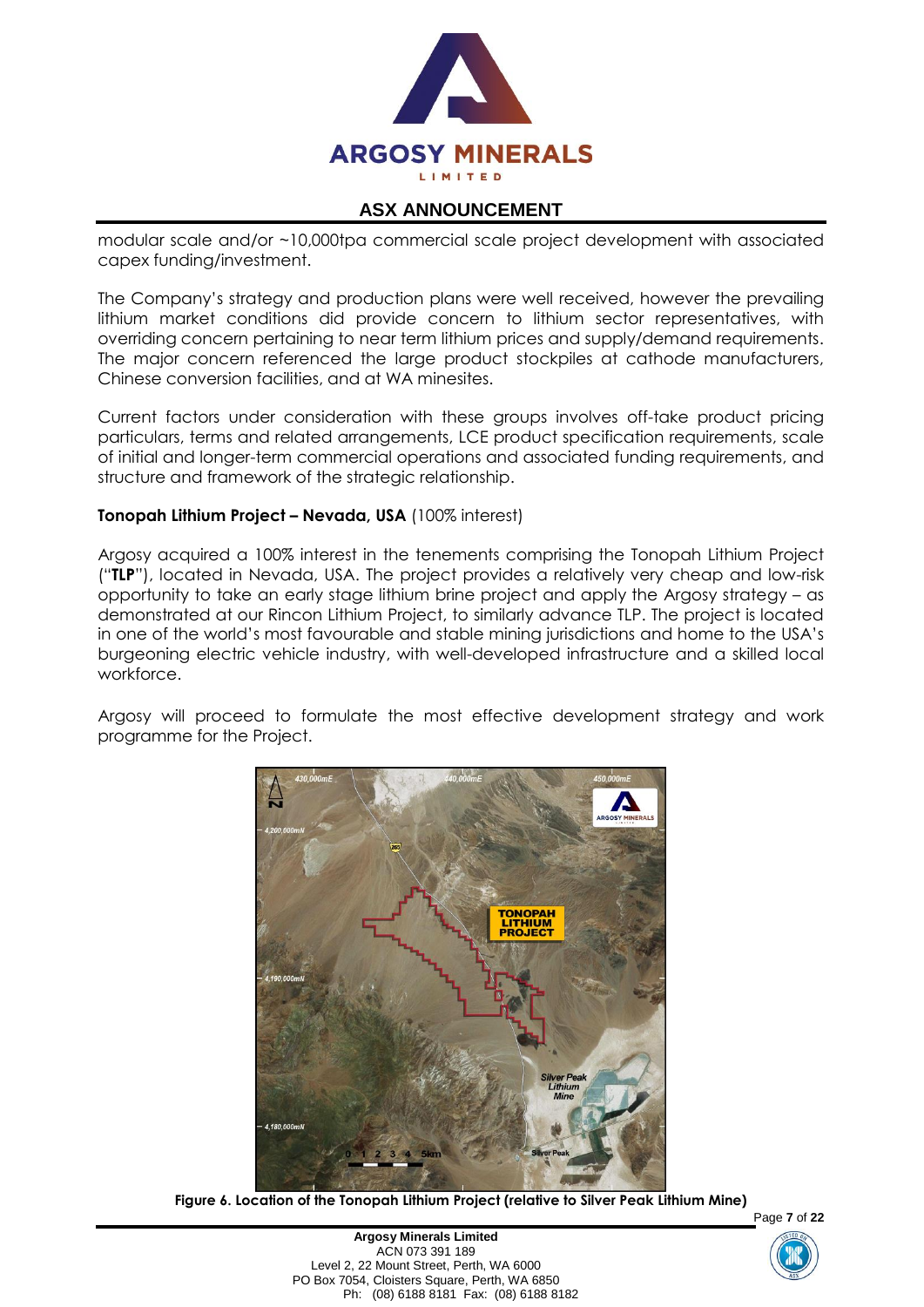modular scale and/or ~10,000tpa commercial scale project development with associated capex funding/investment.

The Company's strategy and production plans were well received, however the prevailing lithium market conditions did provide concern to lithium sector representatives, with overriding concern pertaining to near term lithium prices and supply/demand requirements. The major concern referenced the large product stockpiles at cathode manufacturers, Chinese conversion facilities, and at WA minesites.

Current factors under consideration with these groups involves off-take product pricing particulars, terms and related arrangements, LCE product specification requirements, scale of initial and longer-term commercial operations and associated funding requirements, and structure and framework of the strategic relationship.

**Tonopah Lithium Project – Nevada, USA** (100% interest)

Argosy acquired a 100% interest in the tenements comprising the Tonopah Lithium Project ("**TLP**"), located in Nevada, USA. The project provides a relatively very cheap and low-risk opportunity to take an early stage lithium brine project and apply the Argosy strategy – as demonstrated at our Rincon Lithium Project, to similarly advance TLP. The project is located in one of the world's most favourable and stable mining jurisdictions and home to the USA's burgeoning electric vehicle industry, with well-developed infrastructure and a skilled local workforce.

Argosy will proceed to formulate the most effective development strategy and work programme for the Project.

**Figure 6. Location of the Tonopah Lithium Project (relative to Silver Peak Lithium Mine)**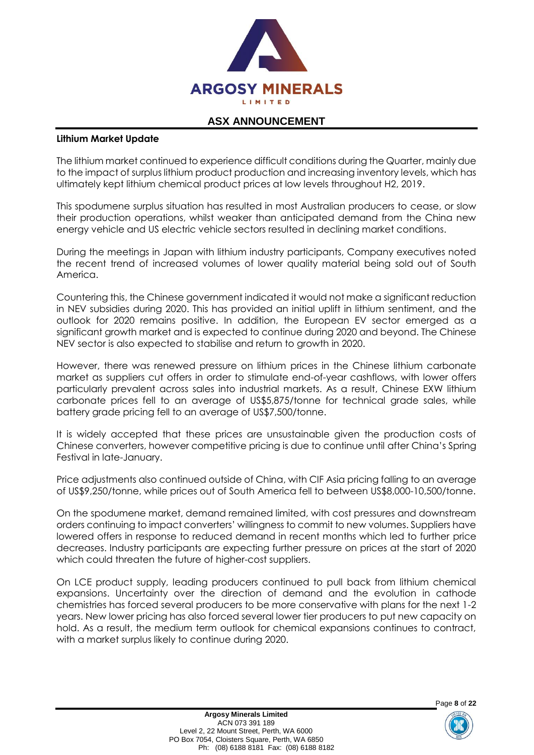## Lithium Market Update

The lithium market continued to experience difficult conditions during the Quarter, mainly due to the impact of surplus lithium product production and increasing inventory levels, which has ultimately kept lithium chemical product prices at low levels throughout H2, 2019.

This spodumene surplus situation has resulted in most Australian producers to cease, or slow their production operations, whilst weaker than anticipated demand from the China new energy vehicle and US electric vehicle sectors resulted in declining market conditions.

During the meetings in Japan with lithium industry participants, Company executives noted the recent trend of increased volumes of lower quality material being sold out of South America.

Countering this, the Chinese government indicated it would not make a significant reduction in NEV subsidies during 2020. This has provided an initial uplift in lithium sentiment, and the outlook for 2020 remains positive. In addition, the European EV sector emerged as a significant growth market and is expected to continue during 2020 and beyond. The Chinese NEV sector is also expected to stabilise and return to growth in 2020.

However, there was renewed pressure on lithium prices in the Chinese lithium carbonate market as suppliers cut offers in order to stimulate end-of-year cashflows, with lower offers particularly prevalent across sales into industrial markets. As a result, Chinese EXW lithium carbonate prices fell to an average of US$5,875/tonne for technical grade sales, while battery grade pricing fell to an average of US$7,500/tonne.

It is widely accepted that these prices are unsustainable given the production costs of Chinese converters, however competitive pricing is due to continue until after China's Spring Festival in late-January.

Price adjustments also continued outside of China, with CIF Asia pricing falling to an average of US$9,250/tonne, while prices out of South America fell to between US$8,000-10,500/tonne.

On the spodumene market, demand remained limited, with cost pressures and downstream orders continuing to impact converters' willingness to commit to new volumes. Suppliers have lowered offers in response to reduced demand in recent months which led to further price decreases. Industry participants are expecting further pressure on prices at the start of 2020 which could threaten the future of higher-cost suppliers.

On LCE product supply, leading producers continued to pull back from lithium chemical expansions. Uncertainty over the direction of demand and the evolution in cathode chemistries has forced several producers to be more conservative with plans for the next 1-2 years. New lower pricing has also forced several lower tier producers to put new capacity on hold. As a result, the medium term outlook for chemical expansions continues to contract, with a market surplus likely to continue during 2020.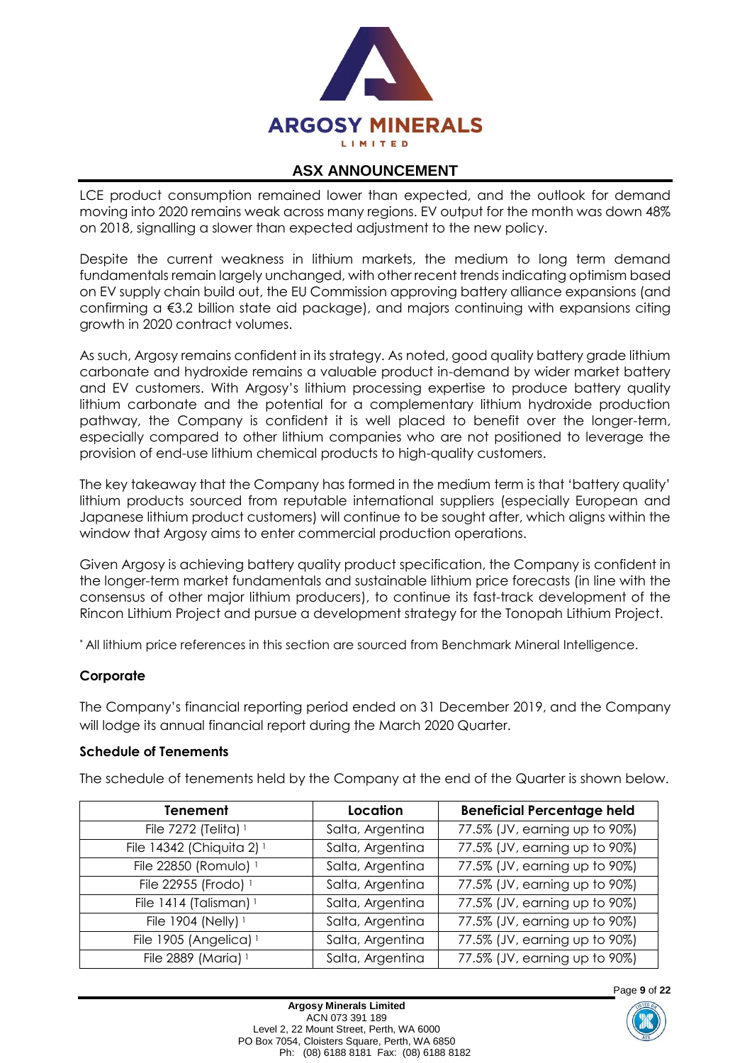LCE product consumption remained lower than expected, and the outlook for demand moving into 2020 remains weak across many regions. EV output for the month was down 48% on 2018, signalling a slower than expected adjustment to the new policy.

Despite the current weakness in lithium markets, the medium to long term demand fundamentals remain largely unchanged, with other recent trends indicating optimism based on EV supply chain build out, the EU Commission approving battery alliance expansions (and confirming a €3.2 billion state aid package), and majors continuing with expansions citing growth in 2020 contract volumes.

As such, Argosy remains confident in its strategy. As noted, good quality battery grade lithium carbonate and hydroxide remains a valuable product in-demand by wider market battery and EV customers. With Argosy's lithium processing expertise to produce battery quality lithium carbonate and the potential for a complementary lithium hydroxide production pathway, the Company is confident it is well placed to benefit over the longer-term, especially compared to other lithium companies who are not positioned to leverage the provision of end-use lithium chemical products to high-quality customers.

The key takeaway that the Company has formed in the medium term is that 'battery quality' lithium products sourced from reputable international suppliers (especially European and Japanese lithium product customers) will continue to be sought after, which aligns within the window that Argosy aims to enter commercial production operations.

Given Argosy is achieving battery quality product specification, the Company is confident in the longer-term market fundamentals and sustainable lithium price forecasts (in line with the consensus of other major lithium producers), to continue its fast-track development of the Rincon Lithium Project and pursue a development strategy for the Tonopah Lithium Project.

* All lithium price references in this section are sourced from Benchmark Mineral Intelligence.

**Corporate**

The Company's financial reporting period ended on 31 December 2019, and the Company will lodge its annual financial report during the March 2020 Quarter.

**Schedule of Tenements**

The schedule of tenements held by the Company at the end of the Quarter is shown below.

| Tenement | Location | Beneficial Percentage held |
|---|---|---|
| File 7272 (Telita) [1] | Salta, Argentina | 77.5% (JV, earning up to 90%) |
| File 14342 (Chiquita 2) [1] | Salta, Argentina | 77.5% (JV, earning up to 90%) |
| File 22850 (Romulo) [1] | Salta, Argentina | 77.5% (JV, earning up to 90%) |
| File 22955 (Frodo) [1] | Salta, Argentina | 77.5% (JV, earning up to 90%) |
| File 1414 (Talisman) [1] | Salta, Argentina | 77.5% (JV, earning up to 90%) |
| File 1904 (Nelly) [1] | Salta, Argentina | 77.5% (JV, earning up to 90%) |
| File 1905 (Angelica) [1] | Salta, Argentina | 77.5% (JV, earning up to 90%) |
| File 2889 (Maria) [1] | Salta, Argentina | 77.5% (JV, earning up to 90%) |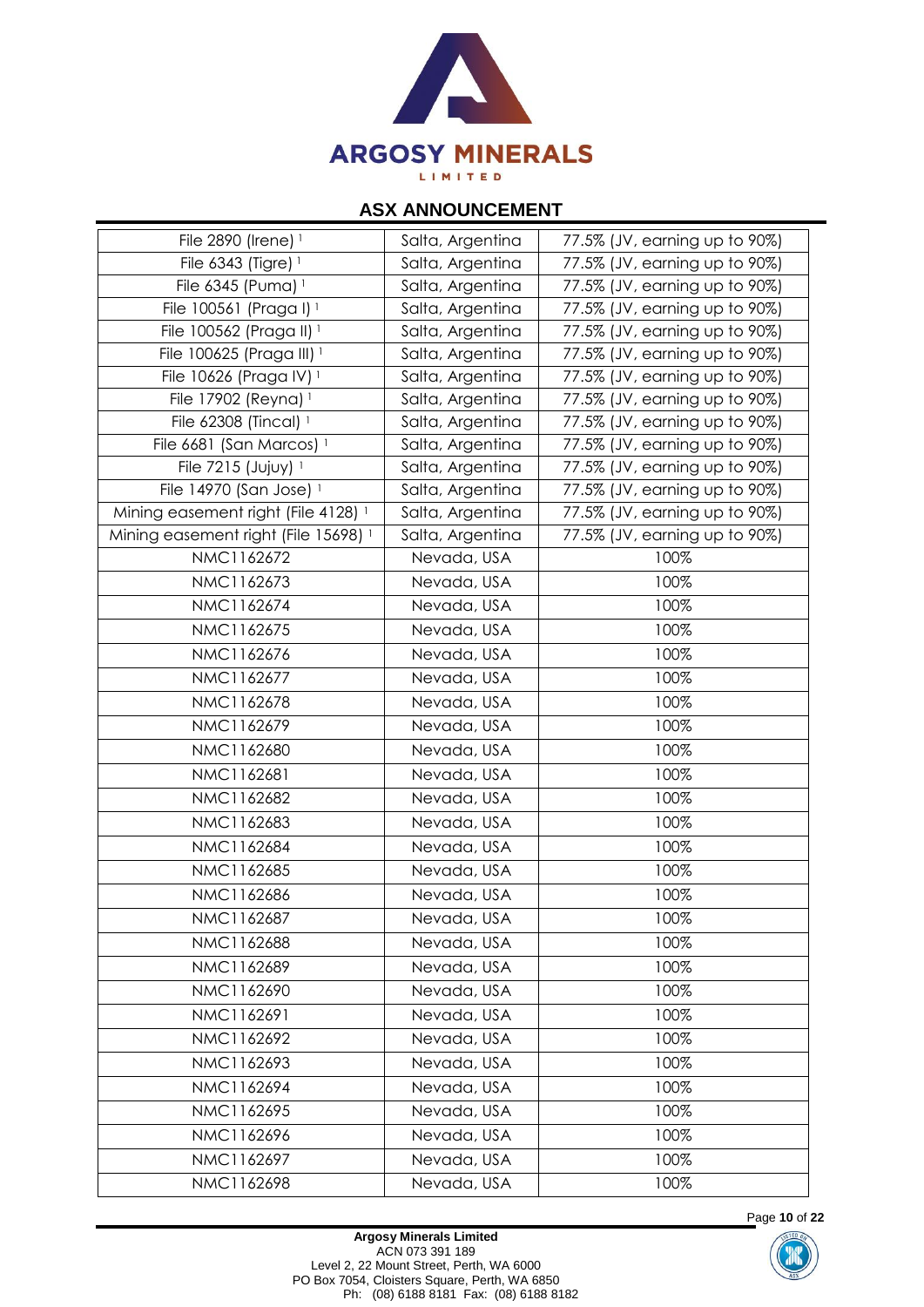| | | |
|---|---|---|
| File 2890 (Irene) [1] | Salta, Argentina | 77.5% (JV, earning up to 90%) |
| File 6343 (Tigre) [1] | Salta, Argentina | 77.5% (JV, earning up to 90%) |
| File 6345 (Puma) [1] | Salta, Argentina | 77.5% (JV, earning up to 90%) |
| File 100561 (Praga I) [1] | Salta, Argentina | 77.5% (JV, earning up to 90%) |
| File 100562 (Praga II) [1] | Salta, Argentina | 77.5% (JV, earning up to 90%) |
| File 100625 (Praga III) [1] | Salta, Argentina | 77.5% (JV, earning up to 90%) |
| File 10626 (Praga IV) [1] | Salta, Argentina | 77.5% (JV, earning up to 90%) |
| File 17902 (Reyna) [1] | Salta, Argentina | 77.5% (JV, earning up to 90%) |
| File 62308 (Tincal) [1] | Salta, Argentina | 77.5% (JV, earning up to 90%) |
| File 6681 (San Marcos) [1] | Salta, Argentina | 77.5% (JV, earning up to 90%) |
| File 7215 (Jujuy) [1] | Salta, Argentina | 77.5% (JV, earning up to 90%) |
| File 14970 (San Jose) [1] | Salta, Argentina | 77.5% (JV, earning up to 90%) |
| Mining easement right (File 4128) [1] | Salta, Argentina | 77.5% (JV, earning up to 90%) |
| Mining easement right (File 15698) [1] | Salta, Argentina | 77.5% (JV, earning up to 90%) |
| NMC1162672 | Nevada, USA | 100% |
| NMC1162673 | Nevada, USA | 100% |
| NMC1162674 | Nevada, USA | 100% |
| NMC1162675 | Nevada, USA | 100% |
| NMC1162676 | Nevada, USA | 100% |
| NMC1162677 | Nevada, USA | 100% |
| NMC1162678 | Nevada, USA | 100% |
| NMC1162679 | Nevada, USA | 100% |
| NMC1162680 | Nevada, USA | 100% |
| NMC1162681 | Nevada, USA | 100% |
| NMC1162682 | Nevada, USA | 100% |
| NMC1162683 | Nevada, USA | 100% |
| NMC1162684 | Nevada, USA | 100% |
| NMC1162685 | Nevada, USA | 100% |
| NMC1162686 | Nevada, USA | 100% |
| NMC1162687 | Nevada, USA | 100% |
| NMC1162688 | Nevada, USA | 100% |
| NMC1162689 | Nevada, USA | 100% |
| NMC1162690 | Nevada, USA | 100% |
| NMC1162691 | Nevada, USA | 100% |
| NMC1162692 | Nevada, USA | 100% |
| NMC1162693 | Nevada, USA | 100% |
| NMC1162694 | Nevada, USA | 100% |
| NMC1162695 | Nevada, USA | 100% |
| NMC1162696 | Nevada, USA | 100% |
| NMC1162697 | Nevada, USA | 100% |
| NMC1162698 | Nevada, USA | 100% |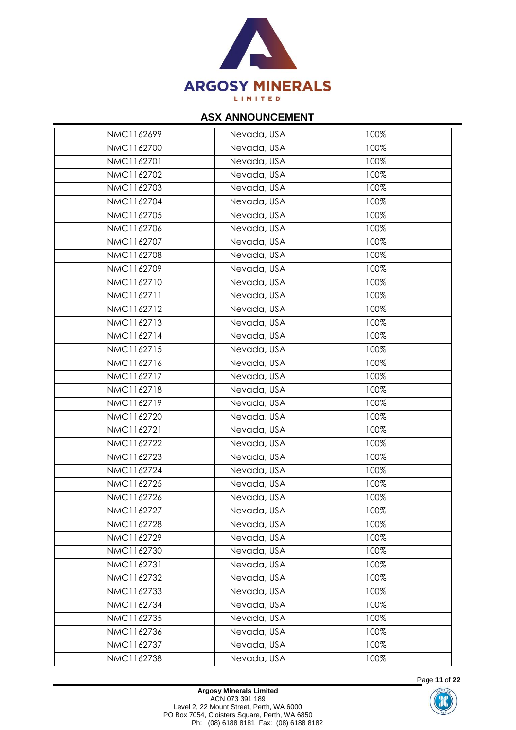| | | |
|---|---|---|
| NMC1162699 | Nevada, USA | 100% |
| NMC1162700 | Nevada, USA | 100% |
| NMC1162701 | Nevada, USA | 100% |
| NMC1162702 | Nevada, USA | 100% |
| NMC1162703 | Nevada, USA | 100% |
| NMC1162704 | Nevada, USA | 100% |
| NMC1162705 | Nevada, USA | 100% |
| NMC1162706 | Nevada, USA | 100% |
| NMC1162707 | Nevada, USA | 100% |
| NMC1162708 | Nevada, USA | 100% |
| NMC1162709 | Nevada, USA | 100% |
| NMC1162710 | Nevada, USA | 100% |
| NMC1162711 | Nevada, USA | 100% |
| NMC1162712 | Nevada, USA | 100% |
| NMC1162713 | Nevada, USA | 100% |
| NMC1162714 | Nevada, USA | 100% |
| NMC1162715 | Nevada, USA | 100% |
| NMC1162716 | Nevada, USA | 100% |
| NMC1162717 | Nevada, USA | 100% |
| NMC1162718 | Nevada, USA | 100% |
| NMC1162719 | Nevada, USA | 100% |
| NMC1162720 | Nevada, USA | 100% |
| NMC1162721 | Nevada, USA | 100% |
| NMC1162722 | Nevada, USA | 100% |
| NMC1162723 | Nevada, USA | 100% |
| NMC1162724 | Nevada, USA | 100% |
| NMC1162725 | Nevada, USA | 100% |
| NMC1162726 | Nevada, USA | 100% |
| NMC1162727 | Nevada, USA | 100% |
| NMC1162728 | Nevada, USA | 100% |
| NMC1162729 | Nevada, USA | 100% |
| NMC1162730 | Nevada, USA | 100% |
| NMC1162731 | Nevada, USA | 100% |
| NMC1162732 | Nevada, USA | 100% |
| NMC1162733 | Nevada, USA | 100% |
| NMC1162734 | Nevada, USA | 100% |
| NMC1162735 | Nevada, USA | 100% |
| NMC1162736 | Nevada, USA | 100% |
| NMC1162737 | Nevada, USA | 100% |
| NMC1162738 | Nevada, USA | 100% |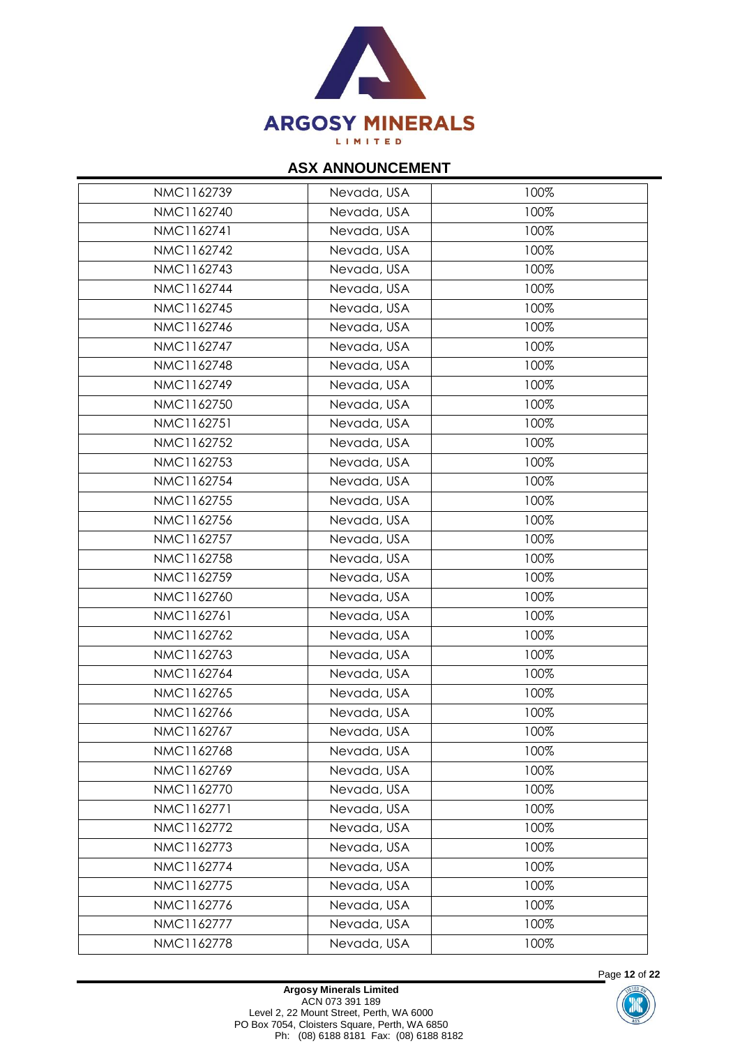| NMC1162739 | Nevada, USA | 100% |
|---|---|---|
| NMC1162740 | Nevada, USA | 100% |
| NMC1162741 | Nevada, USA | 100% |
| NMC1162742 | Nevada, USA | 100% |
| NMC1162743 | Nevada, USA | 100% |
| NMC1162744 | Nevada, USA | 100% |
| NMC1162745 | Nevada, USA | 100% |
| NMC1162746 | Nevada, USA | 100% |
| NMC1162747 | Nevada, USA | 100% |
| NMC1162748 | Nevada, USA | 100% |
| NMC1162749 | Nevada, USA | 100% |
| NMC1162750 | Nevada, USA | 100% |
| NMC1162751 | Nevada, USA | 100% |
| NMC1162752 | Nevada, USA | 100% |
| NMC1162753 | Nevada, USA | 100% |
| NMC1162754 | Nevada, USA | 100% |
| NMC1162755 | Nevada, USA | 100% |
| NMC1162756 | Nevada, USA | 100% |
| NMC1162757 | Nevada, USA | 100% |
| NMC1162758 | Nevada, USA | 100% |
| NMC1162759 | Nevada, USA | 100% |
| NMC1162760 | Nevada, USA | 100% |
| NMC1162761 | Nevada, USA | 100% |
| NMC1162762 | Nevada, USA | 100% |
| NMC1162763 | Nevada, USA | 100% |
| NMC1162764 | Nevada, USA | 100% |
| NMC1162765 | Nevada, USA | 100% |
| NMC1162766 | Nevada, USA | 100% |
| NMC1162767 | Nevada, USA | 100% |
| NMC1162768 | Nevada, USA | 100% |
| NMC1162769 | Nevada, USA | 100% |
| NMC1162770 | Nevada, USA | 100% |
| NMC1162771 | Nevada, USA | 100% |
| NMC1162772 | Nevada, USA | 100% |
| NMC1162773 | Nevada, USA | 100% |
| NMC1162774 | Nevada, USA | 100% |
| NMC1162775 | Nevada, USA | 100% |
| NMC1162776 | Nevada, USA | 100% |
| NMC1162777 | Nevada, USA | 100% |
| NMC1162778 | Nevada, USA | 100% |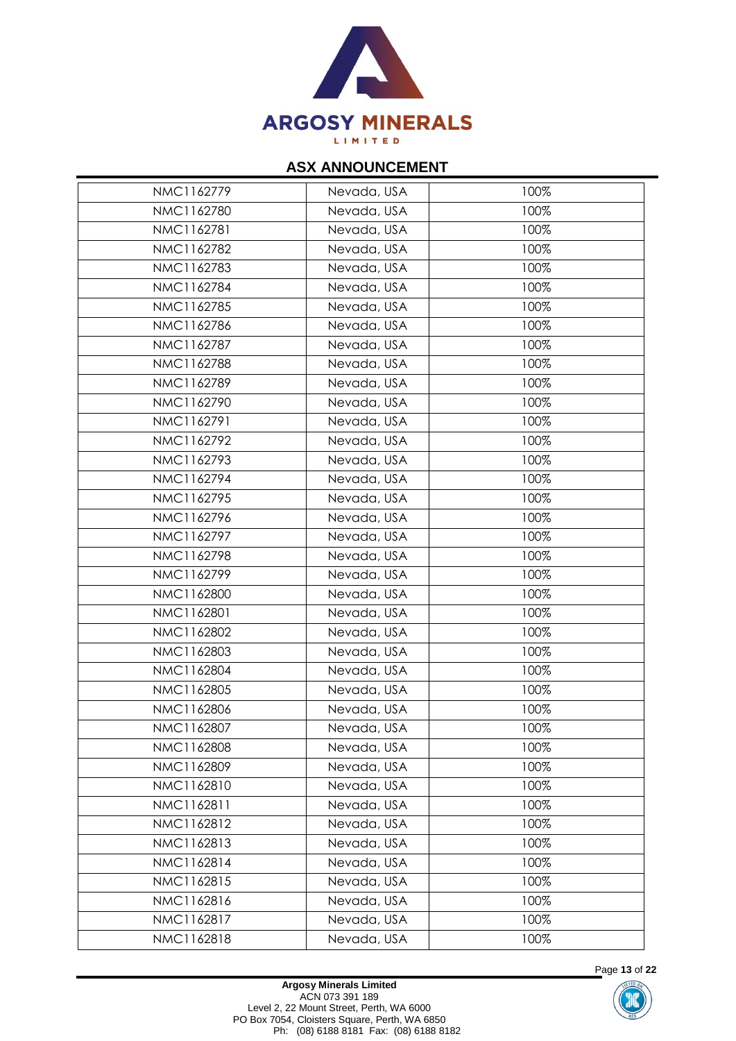| NMC1162779 | Nevada, USA | 100% |
|---|---|---|
| NMC1162780 | Nevada, USA | 100% |
| NMC1162781 | Nevada, USA | 100% |
| NMC1162782 | Nevada, USA | 100% |
| NMC1162783 | Nevada, USA | 100% |
| NMC1162784 | Nevada, USA | 100% |
| NMC1162785 | Nevada, USA | 100% |
| NMC1162786 | Nevada, USA | 100% |
| NMC1162787 | Nevada, USA | 100% |
| NMC1162788 | Nevada, USA | 100% |
| NMC1162789 | Nevada, USA | 100% |
| NMC1162790 | Nevada, USA | 100% |
| NMC1162791 | Nevada, USA | 100% |
| NMC1162792 | Nevada, USA | 100% |
| NMC1162793 | Nevada, USA | 100% |
| NMC1162794 | Nevada, USA | 100% |
| NMC1162795 | Nevada, USA | 100% |
| NMC1162796 | Nevada, USA | 100% |
| NMC1162797 | Nevada, USA | 100% |
| NMC1162798 | Nevada, USA | 100% |
| NMC1162799 | Nevada, USA | 100% |
| NMC1162800 | Nevada, USA | 100% |
| NMC1162801 | Nevada, USA | 100% |
| NMC1162802 | Nevada, USA | 100% |
| NMC1162803 | Nevada, USA | 100% |
| NMC1162804 | Nevada, USA | 100% |
| NMC1162805 | Nevada, USA | 100% |
| NMC1162806 | Nevada, USA | 100% |
| NMC1162807 | Nevada, USA | 100% |
| NMC1162808 | Nevada, USA | 100% |
| NMC1162809 | Nevada, USA | 100% |
| NMC1162810 | Nevada, USA | 100% |
| NMC1162811 | Nevada, USA | 100% |
| NMC1162812 | Nevada, USA | 100% |
| NMC1162813 | Nevada, USA | 100% |
| NMC1162814 | Nevada, USA | 100% |
| NMC1162815 | Nevada, USA | 100% |
| NMC1162816 | Nevada, USA | 100% |
| NMC1162817 | Nevada, USA | 100% |
| NMC1162818 | Nevada, USA | 100% |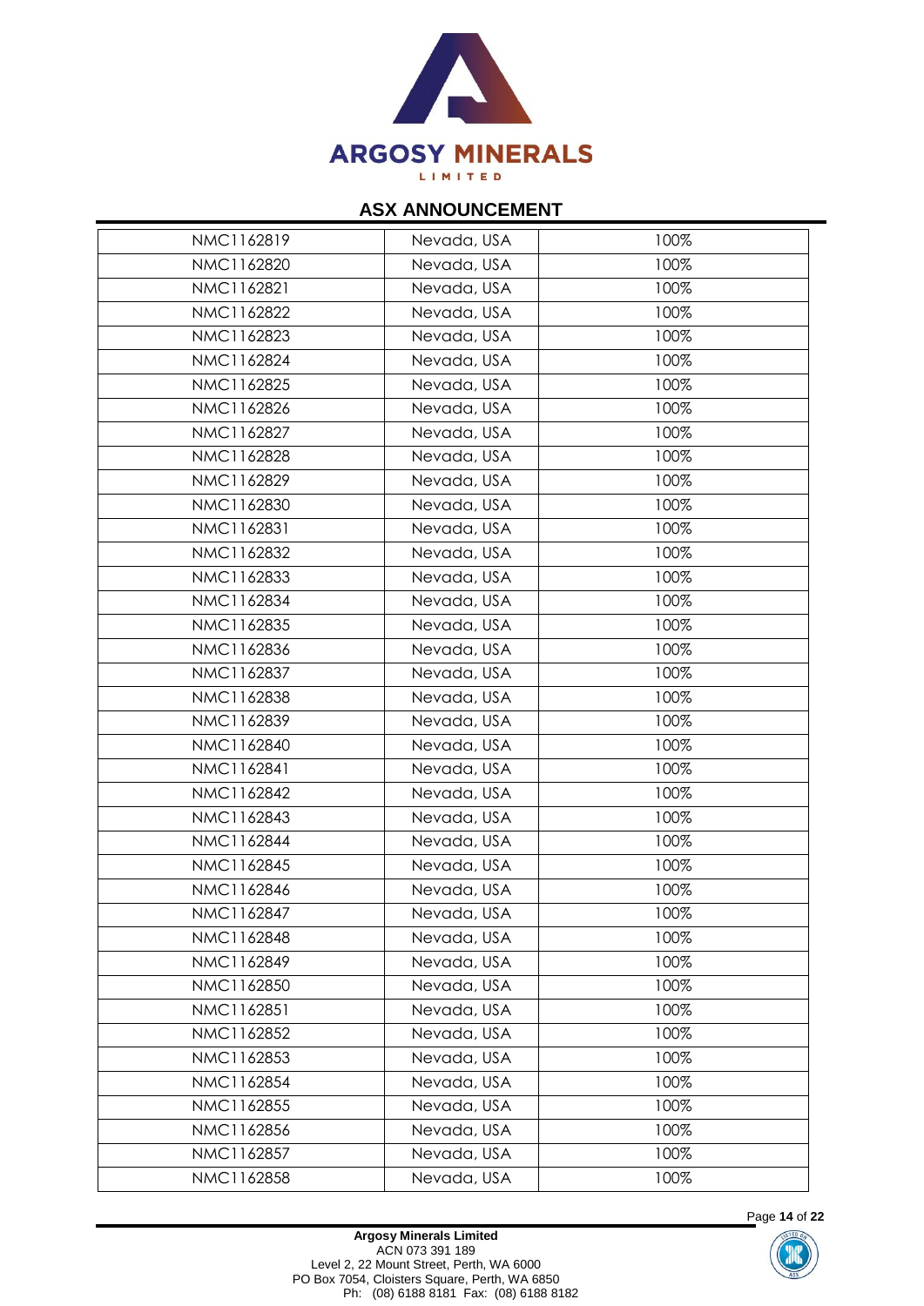| NMC1162819 | Nevada, USA | 100% |
|---|---|---|
| NMC1162820 | Nevada, USA | 100% |
| NMC1162821 | Nevada, USA | 100% |
| NMC1162822 | Nevada, USA | 100% |
| NMC1162823 | Nevada, USA | 100% |
| NMC1162824 | Nevada, USA | 100% |
| NMC1162825 | Nevada, USA | 100% |
| NMC1162826 | Nevada, USA | 100% |
| NMC1162827 | Nevada, USA | 100% |
| NMC1162828 | Nevada, USA | 100% |
| NMC1162829 | Nevada, USA | 100% |
| NMC1162830 | Nevada, USA | 100% |
| NMC1162831 | Nevada, USA | 100% |
| NMC1162832 | Nevada, USA | 100% |
| NMC1162833 | Nevada, USA | 100% |
| NMC1162834 | Nevada, USA | 100% |
| NMC1162835 | Nevada, USA | 100% |
| NMC1162836 | Nevada, USA | 100% |
| NMC1162837 | Nevada, USA | 100% |
| NMC1162838 | Nevada, USA | 100% |
| NMC1162839 | Nevada, USA | 100% |
| NMC1162840 | Nevada, USA | 100% |
| NMC1162841 | Nevada, USA | 100% |
| NMC1162842 | Nevada, USA | 100% |
| NMC1162843 | Nevada, USA | 100% |
| NMC1162844 | Nevada, USA | 100% |
| NMC1162845 | Nevada, USA | 100% |
| NMC1162846 | Nevada, USA | 100% |
| NMC1162847 | Nevada, USA | 100% |
| NMC1162848 | Nevada, USA | 100% |
| NMC1162849 | Nevada, USA | 100% |
| NMC1162850 | Nevada, USA | 100% |
| NMC1162851 | Nevada, USA | 100% |
| NMC1162852 | Nevada, USA | 100% |
| NMC1162853 | Nevada, USA | 100% |
| NMC1162854 | Nevada, USA | 100% |
| NMC1162855 | Nevada, USA | 100% |
| NMC1162856 | Nevada, USA | 100% |
| NMC1162857 | Nevada, USA | 100% |
| NMC1162858 | Nevada, USA | 100% |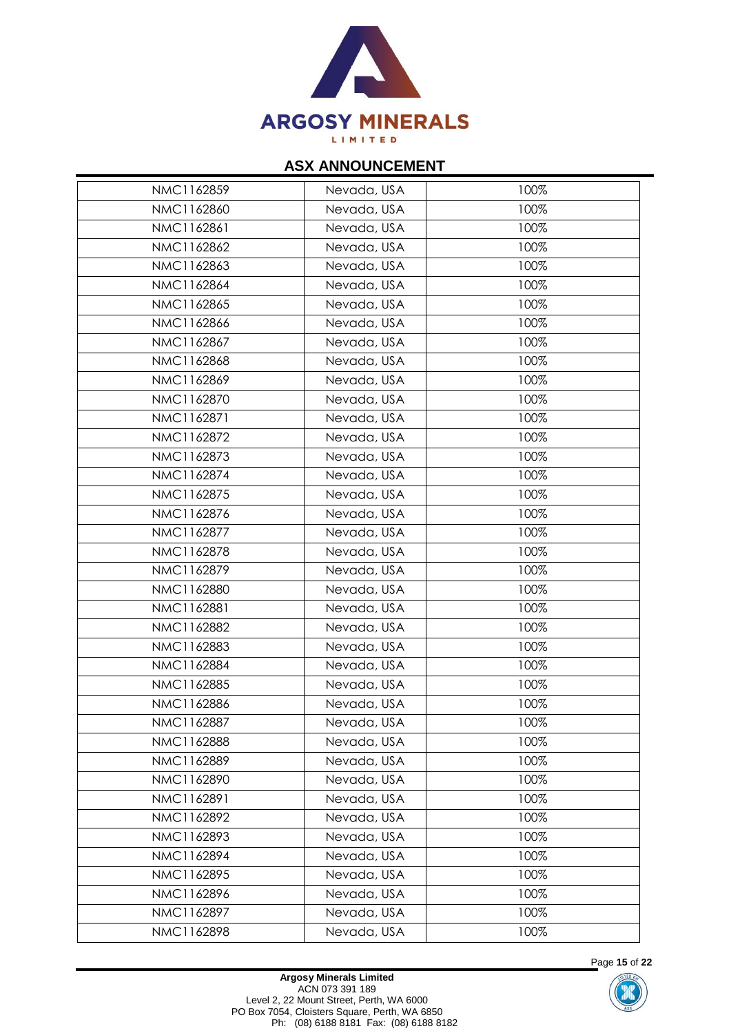| NMC1162859 | Nevada, USA | 100% |
|---|---|---|
| NMC1162860 | Nevada, USA | 100% |
| NMC1162861 | Nevada, USA | 100% |
| NMC1162862 | Nevada, USA | 100% |
| NMC1162863 | Nevada, USA | 100% |
| NMC1162864 | Nevada, USA | 100% |
| NMC1162865 | Nevada, USA | 100% |
| NMC1162866 | Nevada, USA | 100% |
| NMC1162867 | Nevada, USA | 100% |
| NMC1162868 | Nevada, USA | 100% |
| NMC1162869 | Nevada, USA | 100% |
| NMC1162870 | Nevada, USA | 100% |
| NMC1162871 | Nevada, USA | 100% |
| NMC1162872 | Nevada, USA | 100% |
| NMC1162873 | Nevada, USA | 100% |
| NMC1162874 | Nevada, USA | 100% |
| NMC1162875 | Nevada, USA | 100% |
| NMC1162876 | Nevada, USA | 100% |
| NMC1162877 | Nevada, USA | 100% |
| NMC1162878 | Nevada, USA | 100% |
| NMC1162879 | Nevada, USA | 100% |
| NMC1162880 | Nevada, USA | 100% |
| NMC1162881 | Nevada, USA | 100% |
| NMC1162882 | Nevada, USA | 100% |
| NMC1162883 | Nevada, USA | 100% |
| NMC1162884 | Nevada, USA | 100% |
| NMC1162885 | Nevada, USA | 100% |
| NMC1162886 | Nevada, USA | 100% |
| NMC1162887 | Nevada, USA | 100% |
| NMC1162888 | Nevada, USA | 100% |
| NMC1162889 | Nevada, USA | 100% |
| NMC1162890 | Nevada, USA | 100% |
| NMC1162891 | Nevada, USA | 100% |
| NMC1162892 | Nevada, USA | 100% |
| NMC1162893 | Nevada, USA | 100% |
| NMC1162894 | Nevada, USA | 100% |
| NMC1162895 | Nevada, USA | 100% |
| NMC1162896 | Nevada, USA | 100% |
| NMC1162897 | Nevada, USA | 100% |
| NMC1162898 | Nevada, USA | 100% |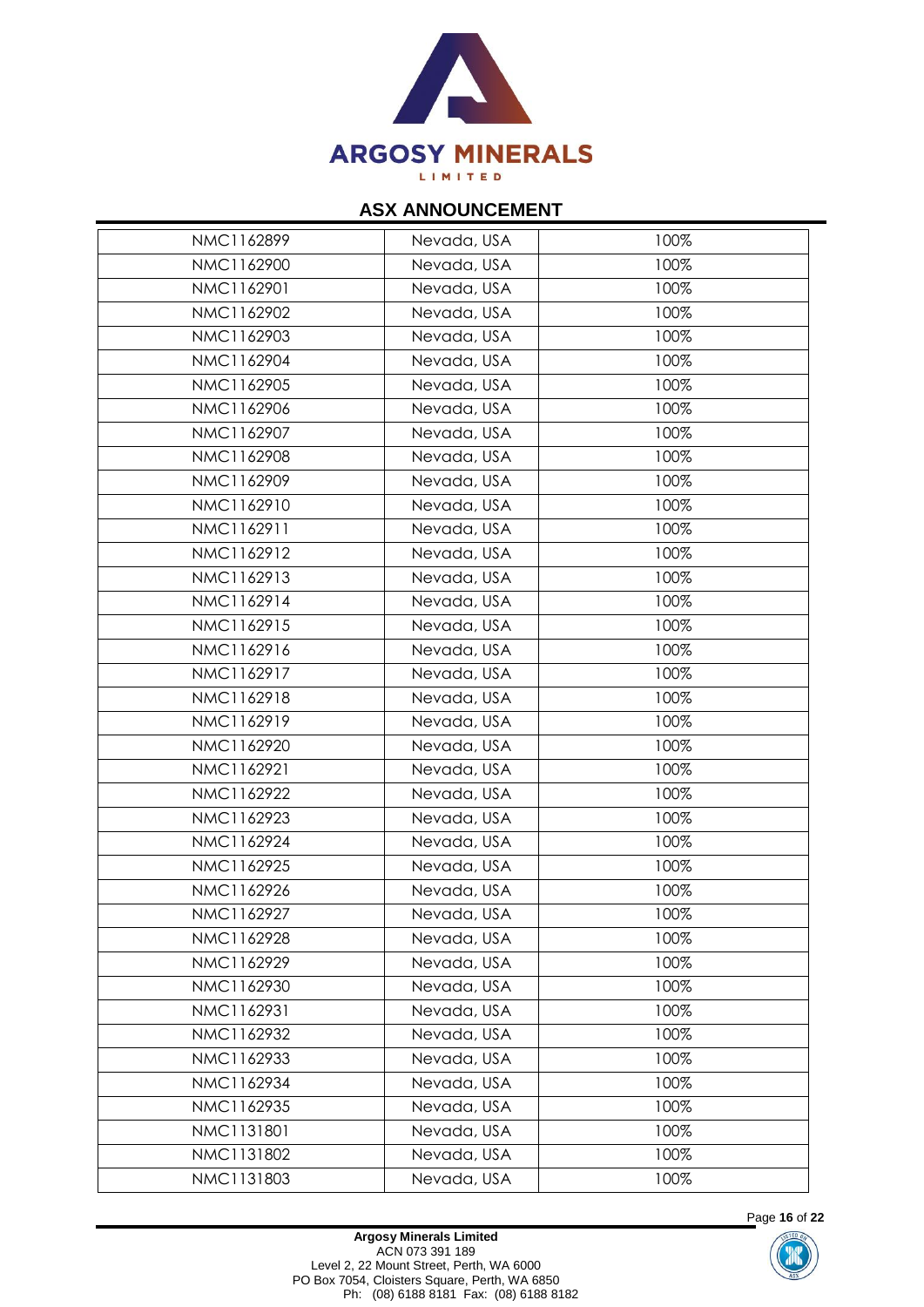| NMC1162899 | Nevada, USA | 100% |
|---|---|---|
| NMC1162900 | Nevada, USA | 100% |
| NMC1162901 | Nevada, USA | 100% |
| NMC1162902 | Nevada, USA | 100% |
| NMC1162903 | Nevada, USA | 100% |
| NMC1162904 | Nevada, USA | 100% |
| NMC1162905 | Nevada, USA | 100% |
| NMC1162906 | Nevada, USA | 100% |
| NMC1162907 | Nevada, USA | 100% |
| NMC1162908 | Nevada, USA | 100% |
| NMC1162909 | Nevada, USA | 100% |
| NMC1162910 | Nevada, USA | 100% |
| NMC1162911 | Nevada, USA | 100% |
| NMC1162912 | Nevada, USA | 100% |
| NMC1162913 | Nevada, USA | 100% |
| NMC1162914 | Nevada, USA | 100% |
| NMC1162915 | Nevada, USA | 100% |
| NMC1162916 | Nevada, USA | 100% |
| NMC1162917 | Nevada, USA | 100% |
| NMC1162918 | Nevada, USA | 100% |
| NMC1162919 | Nevada, USA | 100% |
| NMC1162920 | Nevada, USA | 100% |
| NMC1162921 | Nevada, USA | 100% |
| NMC1162922 | Nevada, USA | 100% |
| NMC1162923 | Nevada, USA | 100% |
| NMC1162924 | Nevada, USA | 100% |
| NMC1162925 | Nevada, USA | 100% |
| NMC1162926 | Nevada, USA | 100% |
| NMC1162927 | Nevada, USA | 100% |
| NMC1162928 | Nevada, USA | 100% |
| NMC1162929 | Nevada, USA | 100% |
| NMC1162930 | Nevada, USA | 100% |
| NMC1162931 | Nevada, USA | 100% |
| NMC1162932 | Nevada, USA | 100% |
| NMC1162933 | Nevada, USA | 100% |
| NMC1162934 | Nevada, USA | 100% |
| NMC1162935 | Nevada, USA | 100% |
| NMC1131801 | Nevada, USA | 100% |
| NMC1131802 | Nevada, USA | 100% |
| NMC1131803 | Nevada, USA | 100% |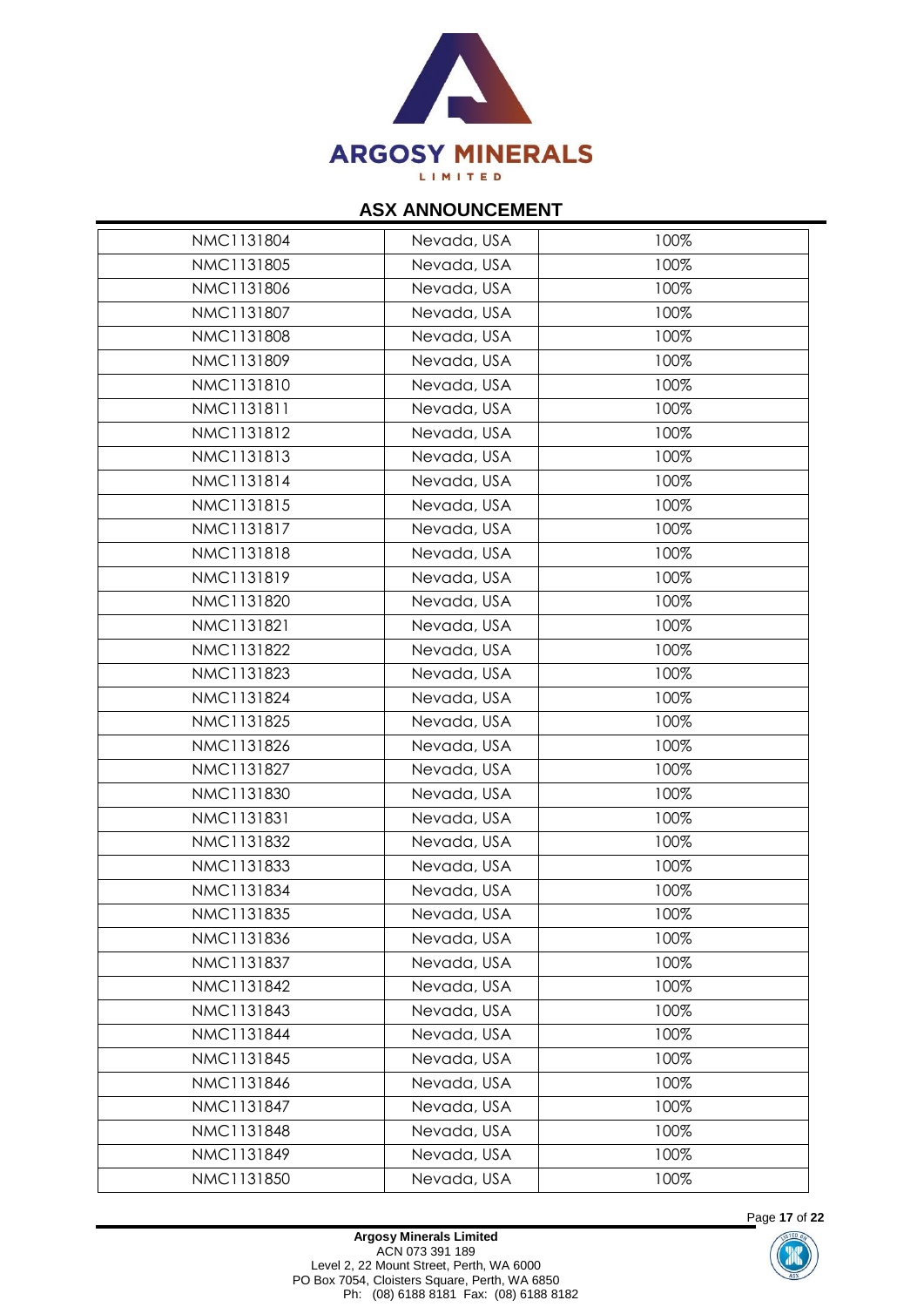| NMC1131804 | Nevada, USA | 100% |
|---|---|---|
| NMC1131805 | Nevada, USA | 100% |
| NMC1131806 | Nevada, USA | 100% |
| NMC1131807 | Nevada, USA | 100% |
| NMC1131808 | Nevada, USA | 100% |
| NMC1131809 | Nevada, USA | 100% |
| NMC1131810 | Nevada, USA | 100% |
| NMC1131811 | Nevada, USA | 100% |
| NMC1131812 | Nevada, USA | 100% |
| NMC1131813 | Nevada, USA | 100% |
| NMC1131814 | Nevada, USA | 100% |
| NMC1131815 | Nevada, USA | 100% |
| NMC1131817 | Nevada, USA | 100% |
| NMC1131818 | Nevada, USA | 100% |
| NMC1131819 | Nevada, USA | 100% |
| NMC1131820 | Nevada, USA | 100% |
| NMC1131821 | Nevada, USA | 100% |
| NMC1131822 | Nevada, USA | 100% |
| NMC1131823 | Nevada, USA | 100% |
| NMC1131824 | Nevada, USA | 100% |
| NMC1131825 | Nevada, USA | 100% |
| NMC1131826 | Nevada, USA | 100% |
| NMC1131827 | Nevada, USA | 100% |
| NMC1131830 | Nevada, USA | 100% |
| NMC1131831 | Nevada, USA | 100% |
| NMC1131832 | Nevada, USA | 100% |
| NMC1131833 | Nevada, USA | 100% |
| NMC1131834 | Nevada, USA | 100% |
| NMC1131835 | Nevada, USA | 100% |
| NMC1131836 | Nevada, USA | 100% |
| NMC1131837 | Nevada, USA | 100% |
| NMC1131842 | Nevada, USA | 100% |
| NMC1131843 | Nevada, USA | 100% |
| NMC1131844 | Nevada, USA | 100% |
| NMC1131845 | Nevada, USA | 100% |
| NMC1131846 | Nevada, USA | 100% |
| NMC1131847 | Nevada, USA | 100% |
| NMC1131848 | Nevada, USA | 100% |
| NMC1131849 | Nevada, USA | 100% |
| NMC1131850 | Nevada, USA | 100% |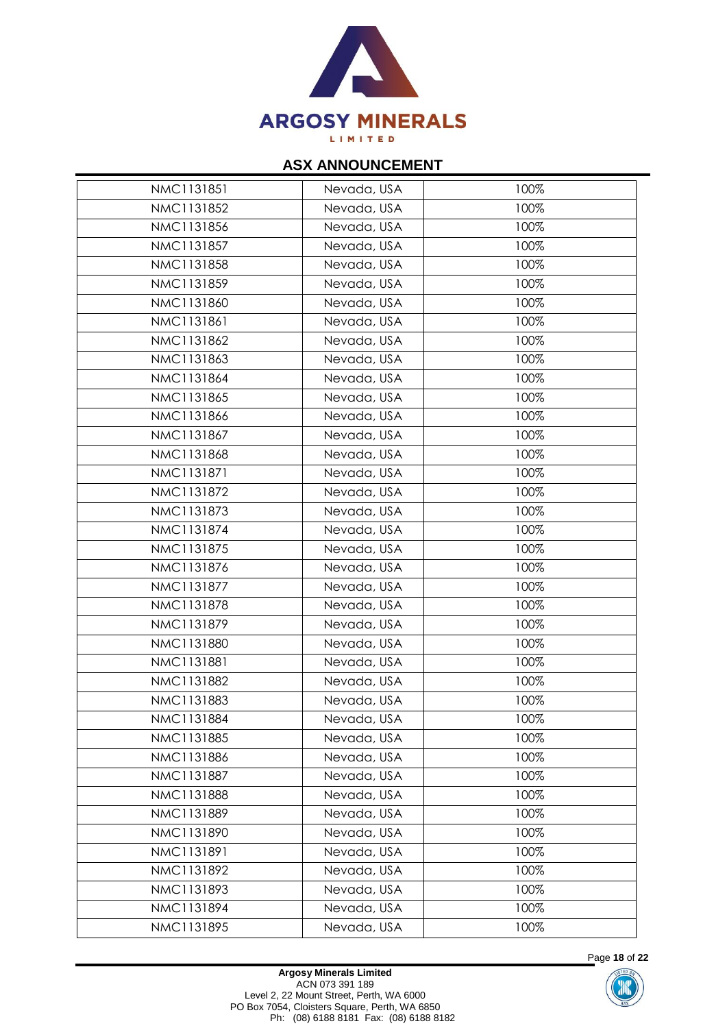| NMC1131851 | Nevada, USA | 100% |
|---|---|---|
| NMC1131852 | Nevada, USA | 100% |
| NMC1131856 | Nevada, USA | 100% |
| NMC1131857 | Nevada, USA | 100% |
| NMC1131858 | Nevada, USA | 100% |
| NMC1131859 | Nevada, USA | 100% |
| NMC1131860 | Nevada, USA | 100% |
| NMC1131861 | Nevada, USA | 100% |
| NMC1131862 | Nevada, USA | 100% |
| NMC1131863 | Nevada, USA | 100% |
| NMC1131864 | Nevada, USA | 100% |
| NMC1131865 | Nevada, USA | 100% |
| NMC1131866 | Nevada, USA | 100% |
| NMC1131867 | Nevada, USA | 100% |
| NMC1131868 | Nevada, USA | 100% |
| NMC1131871 | Nevada, USA | 100% |
| NMC1131872 | Nevada, USA | 100% |
| NMC1131873 | Nevada, USA | 100% |
| NMC1131874 | Nevada, USA | 100% |
| NMC1131875 | Nevada, USA | 100% |
| NMC1131876 | Nevada, USA | 100% |
| NMC1131877 | Nevada, USA | 100% |
| NMC1131878 | Nevada, USA | 100% |
| NMC1131879 | Nevada, USA | 100% |
| NMC1131880 | Nevada, USA | 100% |
| NMC1131881 | Nevada, USA | 100% |
| NMC1131882 | Nevada, USA | 100% |
| NMC1131883 | Nevada, USA | 100% |
| NMC1131884 | Nevada, USA | 100% |
| NMC1131885 | Nevada, USA | 100% |
| NMC1131886 | Nevada, USA | 100% |
| NMC1131887 | Nevada, USA | 100% |
| NMC1131888 | Nevada, USA | 100% |
| NMC1131889 | Nevada, USA | 100% |
| NMC1131890 | Nevada, USA | 100% |
| NMC1131891 | Nevada, USA | 100% |
| NMC1131892 | Nevada, USA | 100% |
| NMC1131893 | Nevada, USA | 100% |
| NMC1131894 | Nevada, USA | 100% |
| NMC1131895 | Nevada, USA | 100% |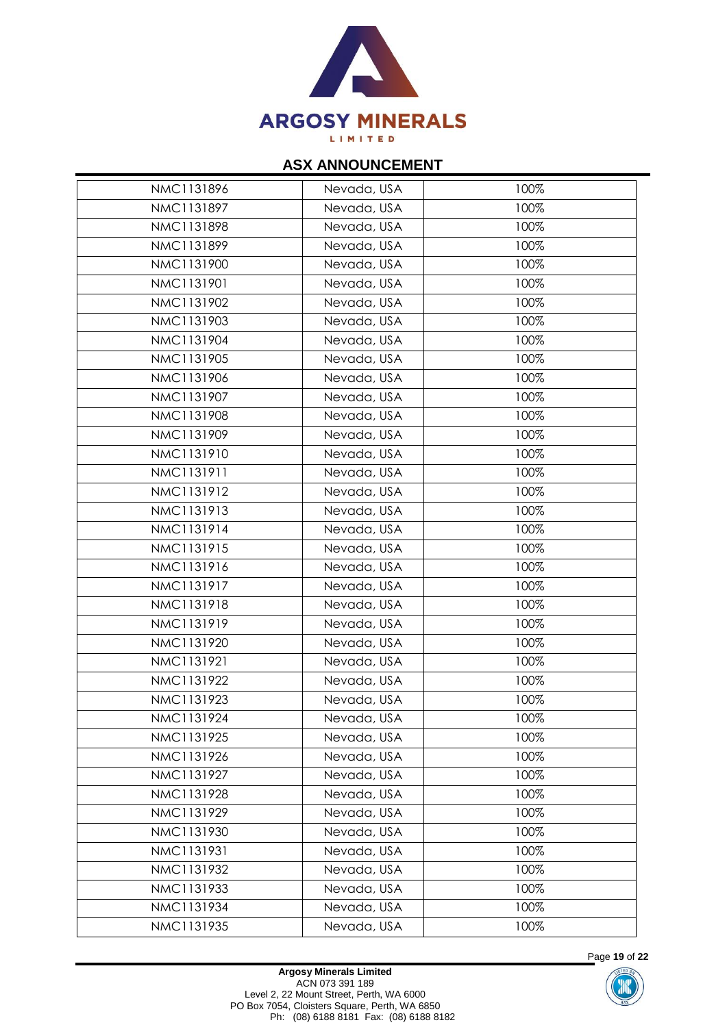| NMC1131896 | Nevada, USA | 100% |
|---|---|---|
| NMC1131897 | Nevada, USA | 100% |
| NMC1131898 | Nevada, USA | 100% |
| NMC1131899 | Nevada, USA | 100% |
| NMC1131900 | Nevada, USA | 100% |
| NMC1131901 | Nevada, USA | 100% |
| NMC1131902 | Nevada, USA | 100% |
| NMC1131903 | Nevada, USA | 100% |
| NMC1131904 | Nevada, USA | 100% |
| NMC1131905 | Nevada, USA | 100% |
| NMC1131906 | Nevada, USA | 100% |
| NMC1131907 | Nevada, USA | 100% |
| NMC1131908 | Nevada, USA | 100% |
| NMC1131909 | Nevada, USA | 100% |
| NMC1131910 | Nevada, USA | 100% |
| NMC1131911 | Nevada, USA | 100% |
| NMC1131912 | Nevada, USA | 100% |
| NMC1131913 | Nevada, USA | 100% |
| NMC1131914 | Nevada, USA | 100% |
| NMC1131915 | Nevada, USA | 100% |
| NMC1131916 | Nevada, USA | 100% |
| NMC1131917 | Nevada, USA | 100% |
| NMC1131918 | Nevada, USA | 100% |
| NMC1131919 | Nevada, USA | 100% |
| NMC1131920 | Nevada, USA | 100% |
| NMC1131921 | Nevada, USA | 100% |
| NMC1131922 | Nevada, USA | 100% |
| NMC1131923 | Nevada, USA | 100% |
| NMC1131924 | Nevada, USA | 100% |
| NMC1131925 | Nevada, USA | 100% |
| NMC1131926 | Nevada, USA | 100% |
| NMC1131927 | Nevada, USA | 100% |
| NMC1131928 | Nevada, USA | 100% |
| NMC1131929 | Nevada, USA | 100% |
| NMC1131930 | Nevada, USA | 100% |
| NMC1131931 | Nevada, USA | 100% |
| NMC1131932 | Nevada, USA | 100% |
| NMC1131933 | Nevada, USA | 100% |
| NMC1131934 | Nevada, USA | 100% |
| NMC1131935 | Nevada, USA | 100% |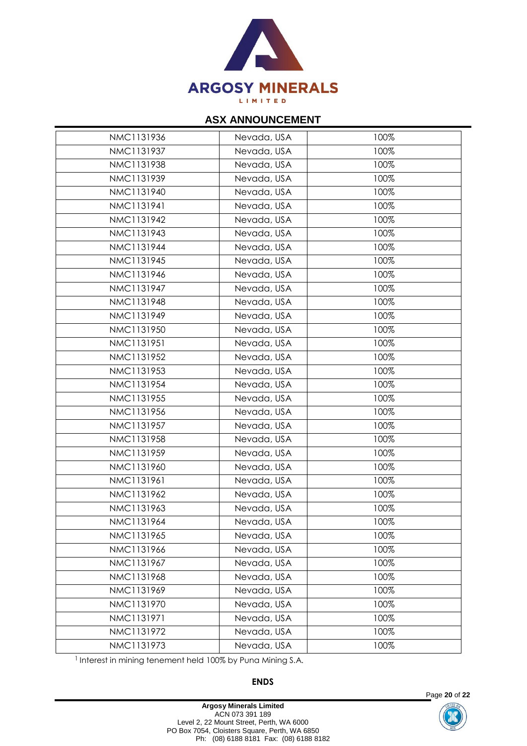| | | |
|---|---|---|
| NMC1131936 | Nevada, USA | 100% |
| NMC1131937 | Nevada, USA | 100% |
| NMC1131938 | Nevada, USA | 100% |
| NMC1131939 | Nevada, USA | 100% |
| NMC1131940 | Nevada, USA | 100% |
| NMC1131941 | Nevada, USA | 100% |
| NMC1131942 | Nevada, USA | 100% |
| NMC1131943 | Nevada, USA | 100% |
| NMC1131944 | Nevada, USA | 100% |
| NMC1131945 | Nevada, USA | 100% |
| NMC1131946 | Nevada, USA | 100% |
| NMC1131947 | Nevada, USA | 100% |
| NMC1131948 | Nevada, USA | 100% |
| NMC1131949 | Nevada, USA | 100% |
| NMC1131950 | Nevada, USA | 100% |
| NMC1131951 | Nevada, USA | 100% |
| NMC1131952 | Nevada, USA | 100% |
| NMC1131953 | Nevada, USA | 100% |
| NMC1131954 | Nevada, USA | 100% |
| NMC1131955 | Nevada, USA | 100% |
| NMC1131956 | Nevada, USA | 100% |
| NMC1131957 | Nevada, USA | 100% |
| NMC1131958 | Nevada, USA | 100% |
| NMC1131959 | Nevada, USA | 100% |
| NMC1131960 | Nevada, USA | 100% |
| NMC1131961 | Nevada, USA | 100% |
| NMC1131962 | Nevada, USA | 100% |
| NMC1131963 | Nevada, USA | 100% |
| NMC1131964 | Nevada, USA | 100% |
| NMC1131965 | Nevada, USA | 100% |
| NMC1131966 | Nevada, USA | 100% |
| NMC1131967 | Nevada, USA | 100% |
| NMC1131968 | Nevada, USA | 100% |
| NMC1131969 | Nevada, USA | 100% |
| NMC1131970 | Nevada, USA | 100% |
| NMC1131971 | Nevada, USA | 100% |
| NMC1131972 | Nevada, USA | 100% |
| NMC1131973 | Nevada, USA | 100% |

[1] Interest in mining tenement held 100% by Puna Mining S.A.

**ENDS**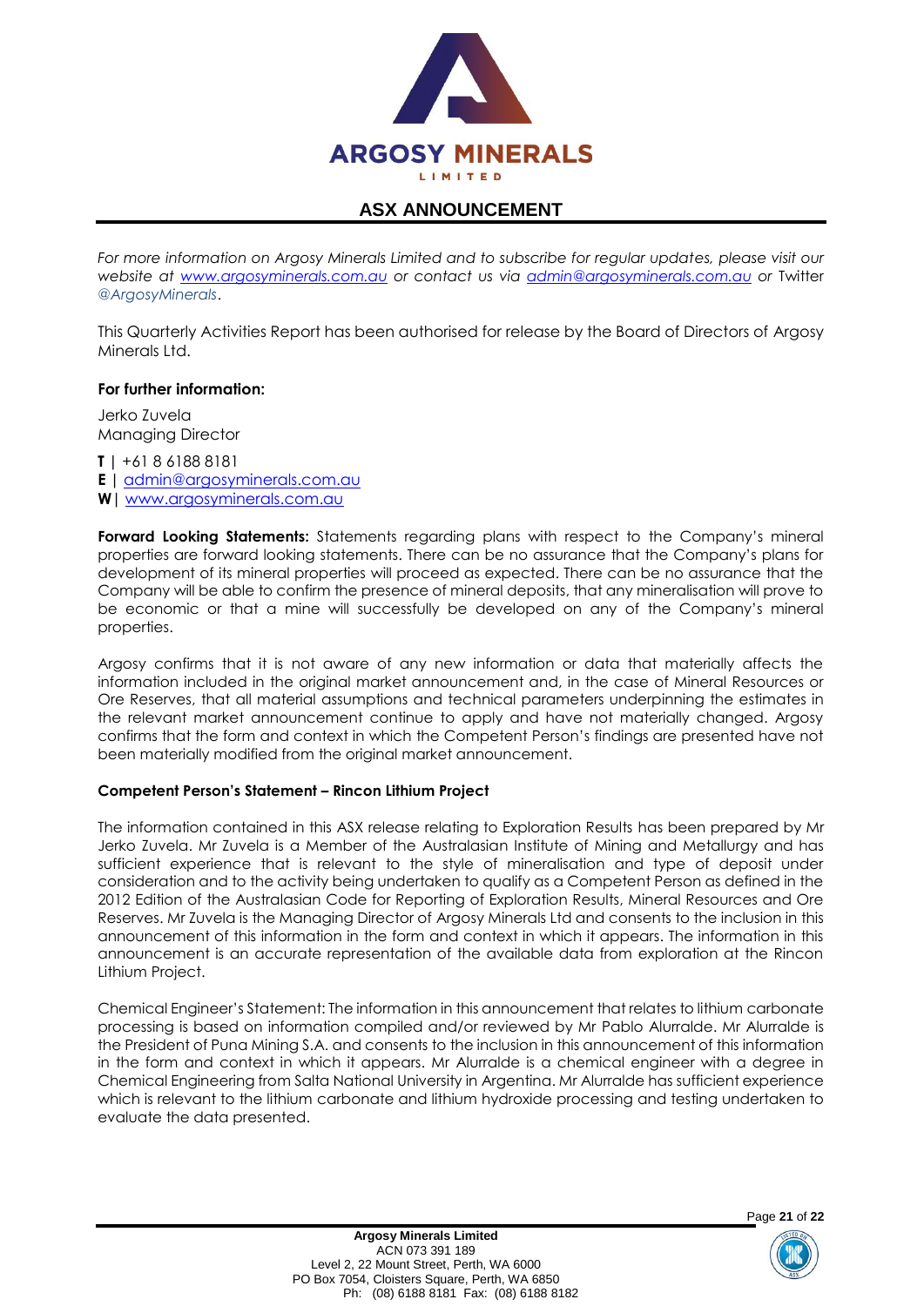# ASX ANNOUNCEMENT

*For more information on Argosy Minerals Limited and to subscribe for regular updates, please visit our website at [www.argosyminerals.com.au](http://www.argosyminerals.com.au) or contact us via [admin@argosyminerals.com.au](mailto:admin@argosyminerals.com.au) or* Twitter *@ArgosyMinerals*.

This Quarterly Activities Report has been authorised for release by the Board of Directors of Argosy Minerals Ltd.

**For further information:**

Jerko Zuvela
Managing Director

**T** | +61 8 6188 8181
**E** | [admin@argosyminerals.com.au](mailto:admin@argosyminerals.com.au)
**W** | [www.argosyminerals.com.au](http://www.argosyminerals.com.au)

**Forward Looking Statements:** Statements regarding plans with respect to the Company's mineral properties are forward looking statements. There can be no assurance that the Company's plans for development of its mineral properties will proceed as expected. There can be no assurance that the Company will be able to confirm the presence of mineral deposits, that any mineralisation will prove to be economic or that a mine will successfully be developed on any of the Company's mineral properties.

Argosy confirms that it is not aware of any new information or data that materially affects the information included in the original market announcement and, in the case of Mineral Resources or Ore Reserves, that all material assumptions and technical parameters underpinning the estimates in the relevant market announcement continue to apply and have not materially changed. Argosy confirms that the form and context in which the Competent Person's findings are presented have not been materially modified from the original market announcement.

**Competent Person's Statement – Rincon Lithium Project**

The information contained in this ASX release relating to Exploration Results has been prepared by Mr Jerko Zuvela. Mr Zuvela is a Member of the Australasian Institute of Mining and Metallurgy and has sufficient experience that is relevant to the style of mineralisation and type of deposit under consideration and to the activity being undertaken to qualify as a Competent Person as defined in the 2012 Edition of the Australasian Code for Reporting of Exploration Results, Mineral Resources and Ore Reserves. Mr Zuvela is the Managing Director of Argosy Minerals Ltd and consents to the inclusion in this announcement of this information in the form and context in which it appears. The information in this announcement is an accurate representation of the available data from exploration at the Rincon Lithium Project.

Chemical Engineer's Statement: The information in this announcement that relates to lithium carbonate processing is based on information compiled and/or reviewed by Mr Pablo Alurralde. Mr Alurralde is the President of Puna Mining S.A. and consents to the inclusion in this announcement of this information in the form and context in which it appears. Mr Alurralde is a chemical engineer with a degree in Chemical Engineering from Salta National University in Argentina. Mr Alurralde has sufficient experience which is relevant to the lithium carbonate and lithium hydroxide processing and testing undertaken to evaluate the data presented.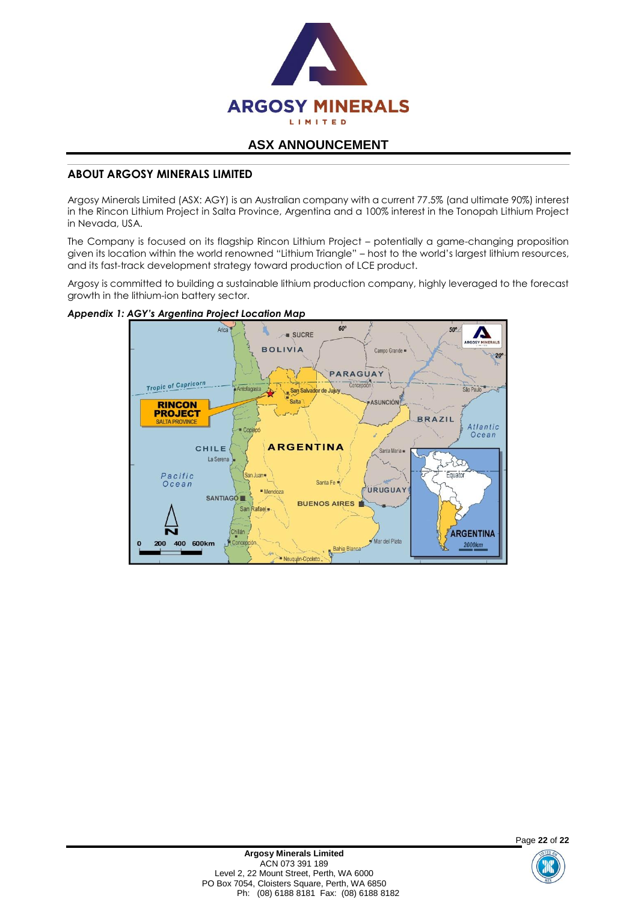## ASX ANNOUNCEMENT

### ABOUT ARGOSY MINERALS LIMITED

Argosy Minerals Limited (ASX: AGY) is an Australian company with a current 77.5% (and ultimate 90%) interest in the Rincon Lithium Project in Salta Province, Argentina and a 100% interest in the Tonopah Lithium Project in Nevada, USA.

The Company is focused on its flagship Rincon Lithium Project – potentially a game-changing proposition given its location within the world renowned "Lithium Triangle" – host to the world's largest lithium resources, and its fast-track development strategy toward production of LCE product.

Argosy is committed to building a sustainable lithium production company, highly leveraged to the forecast growth in the lithium-ion battery sector.

***Appendix 1: AGY's Argentina Project Location Map***

RINCON PROJECT
SALTA PROVINCE

Arica
SUCRE
BOLIVIA
Campo Grande
PARAGUAY
Tropic of Capricorn
Antofagasta
San Salvador de Jujuy
Salta
Concepción
ASUNCIÓN
São Paulo
BRAZIL
Atlantic Ocean
Copiapó
CHILE
ARGENTINA
Santa Maria
La Serena
Pacific Ocean
San Juan
Santa Fe
Mendoza
URUGUAY
SANTIAGO
BUENOS AIRES
San Rafael
Chillán
Concepción
Mar del Plata
Bahía Blanca
Neuquén-Cipolletto
Equator
ARGENTINA
2000km
0 200 400 600km
60°
50°
20°

**Argosy Minerals Limited**
ACN 073 391 189
Level 2, 22 Mount Street, Perth, WA 6000
PO Box 7054, Cloisters Square, Perth, WA 6850
Ph: (08) 6188 8181 Fax: (08) 6188 8182